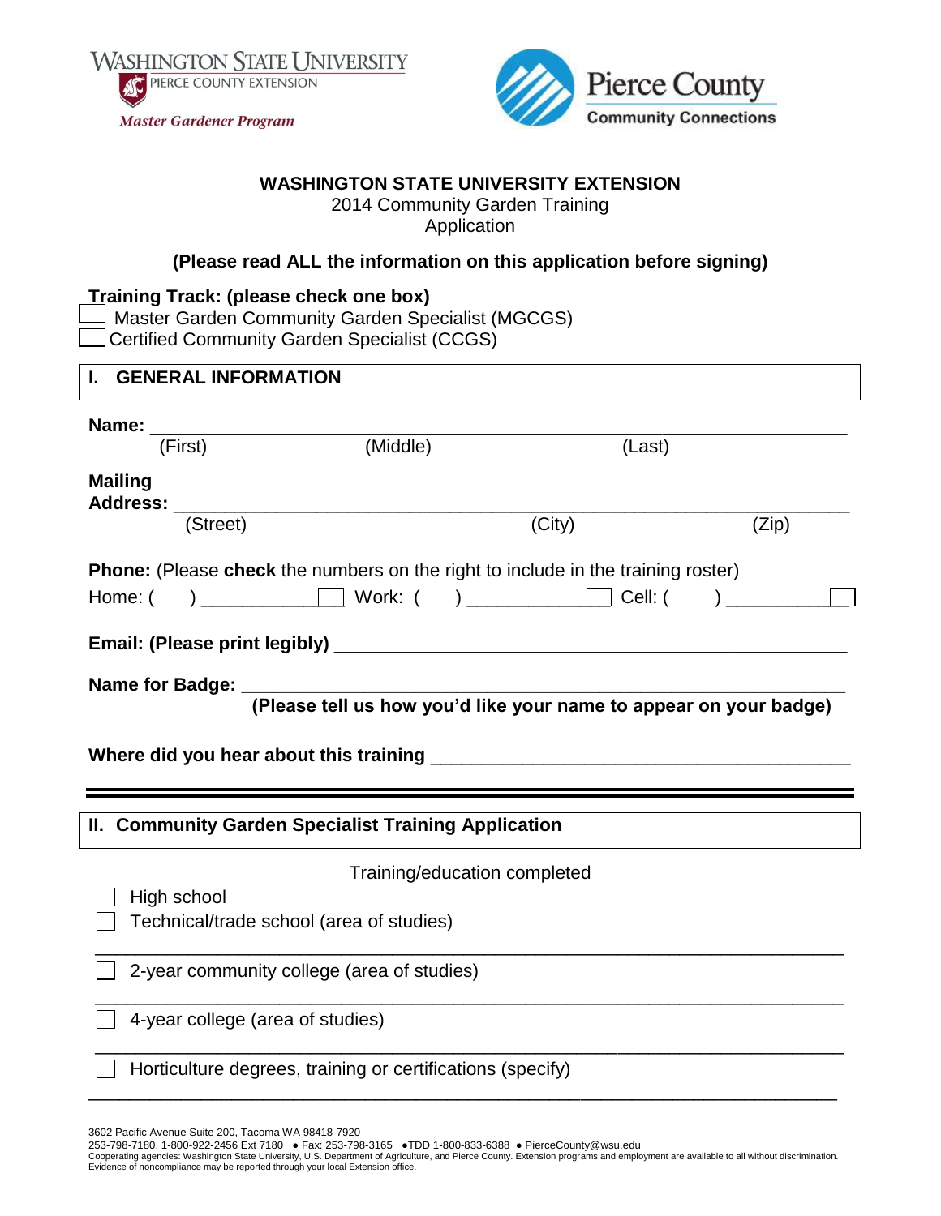WASHINGTON STATE UNIVERSITY
PIERCE COUNTY EXTENSION
*Master Gardener Program*

Pierce County
Community Connections

**WASHINGTON STATE UNIVERSITY EXTENSION**
2014 Community Garden Training
Application

**(Please read ALL the information on this application before signing)**

**Training Track: (please check one box)**

- ☐ Master Garden Community Garden Specialist (MGCGS)
- ☐ Certified Community Garden Specialist (CCGS)

## I. GENERAL INFORMATION

**Name:** ____________________________________________________________
(First) (Middle) (Last)

**Mailing Address:** ____________________________________________________________
(Street) (City) (Zip)

**Phone:** (Please **check** the numbers on the right to include in the training roster)

Home: ( ) ____________ ☐ Work: ( ) ____________ ☐ Cell: ( ) ____________ ☐

**Email: (Please print legibly)** ____________________________________________________________

**Name for Badge:** ____________________________________________________________
**(Please tell us how you'd like your name to appear on your badge)**

**Where did you hear about this training** ____________________________________________________________

## II. Community Garden Specialist Training Application

Training/education completed

- ☐ High school
- ☐ Technical/trade school (area of studies)

____________________________________________________________

- ☐ 2-year community college (area of studies)

____________________________________________________________

- ☐ 4-year college (area of studies)

____________________________________________________________

- ☐ Horticulture degrees, training or certifications (specify)

____________________________________________________________

3602 Pacific Avenue Suite 200, Tacoma WA 98418-7920
253-798-7180, 1-800-922-2456 Ext 7180 ● Fax: 253-798-3165 ●TDD 1-800-833-6388 ● PierceCounty@wsu.edu
Cooperating agencies: Washington State University, U.S. Department of Agriculture, and Pierce County. Extension programs and employment are available to all without discrimination. Evidence of noncompliance may be reported through your local Extension office.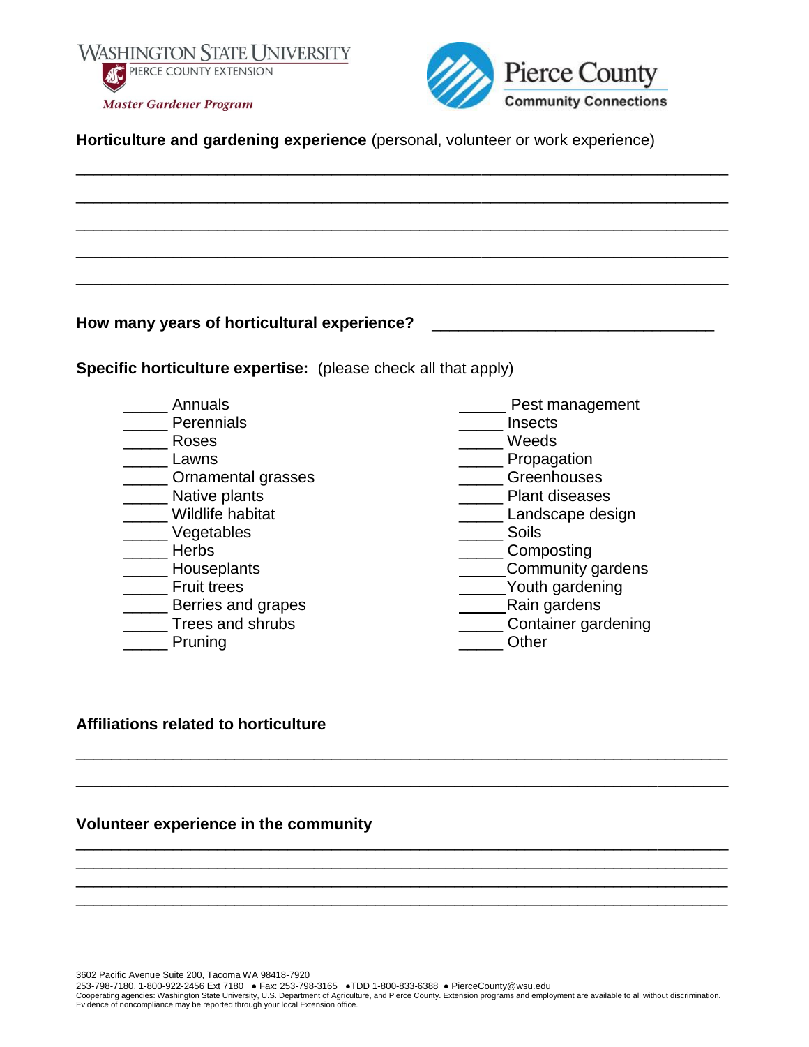Washington State University
Pierce County Extension
*Master Gardener Program*

Pierce County
Community Connections

**Horticulture and gardening experience** (personal, volunteer or work experience)

_______________________________________________________________________________
_______________________________________________________________________________
_______________________________________________________________________________
_______________________________________________________________________________
_______________________________________________________________________________

**How many years of horticultural experience?** ________________________________

**Specific horticulture expertise:** (please check all that apply)

_____ Annuals
_____ Perennials
_____ Roses
_____ Lawns
_____ Ornamental grasses
_____ Native plants
_____ Wildlife habitat
_____ Vegetables
_____ Herbs
_____ Houseplants
_____ Fruit trees
_____ Berries and grapes
_____ Trees and shrubs
_____ Pruning

_____ Pest management
_____ Insects
_____ Weeds
_____ Propagation
_____ Greenhouses
_____ Plant diseases
_____ Landscape design
_____ Soils
_____ Composting
_____ Community gardens
_____ Youth gardening
_____ Rain gardens
_____ Container gardening
_____ Other

**Affiliations related to horticulture**

_______________________________________________________________________________
_______________________________________________________________________________

**Volunteer experience in the community**

_______________________________________________________________________________
_______________________________________________________________________________
_______________________________________________________________________________
_______________________________________________________________________________

3602 Pacific Avenue Suite 200, Tacoma WA 98418-7920
253-798-7180, 1-800-922-2456 Ext 7180 ● Fax: 253-798-3165 ●TDD 1-800-833-6388 ● PierceCounty@wsu.edu
Cooperating agencies: Washington State University, U.S. Department of Agriculture, and Pierce County. Extension programs and employment are available to all without discrimination. Evidence of noncompliance may be reported through your local Extension office.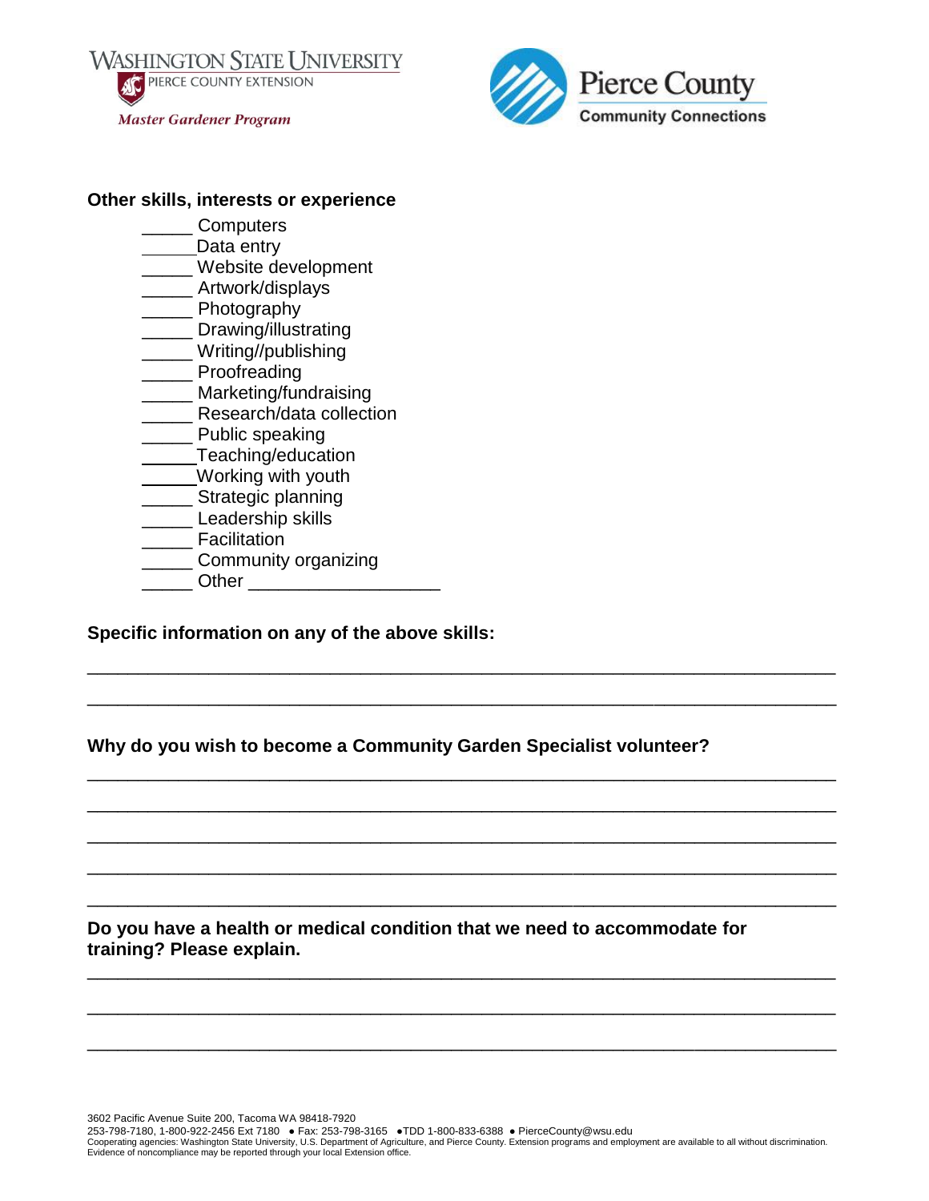WASHINGTON STATE UNIVERSITY
PIERCE COUNTY EXTENSION
*Master Gardener Program*

Pierce County
Community Connections

**Other skills, interests or experience**

_____ Computers
_____ Data entry
_____ Website development
_____ Artwork/displays
_____ Photography
_____ Drawing/illustrating
_____ Writing//publishing
_____ Proofreading
_____ Marketing/fundraising
_____ Research/data collection
_____ Public speaking
_____ Teaching/education
_____ Working with youth
_____ Strategic planning
_____ Leadership skills
_____ Facilitation
_____ Community organizing
_____ Other __________________

**Specific information on any of the above skills:**

_______________________________________________________________________

_______________________________________________________________________

**Why do you wish to become a Community Garden Specialist volunteer?**

_______________________________________________________________________

_______________________________________________________________________

_______________________________________________________________________

_______________________________________________________________________

_______________________________________________________________________

**Do you have a health or medical condition that we need to accommodate for training? Please explain.**

_______________________________________________________________________

_______________________________________________________________________

_______________________________________________________________________

3602 Pacific Avenue Suite 200, Tacoma WA 98418-7920
253-798-7180, 1-800-922-2456 Ext 7180 • Fax: 253-798-3165 •TDD 1-800-833-6388 • PierceCounty@wsu.edu
Cooperating agencies: Washington State University, U.S. Department of Agriculture, and Pierce County. Extension programs and employment are available to all without discrimination. Evidence of noncompliance may be reported through your local Extension office.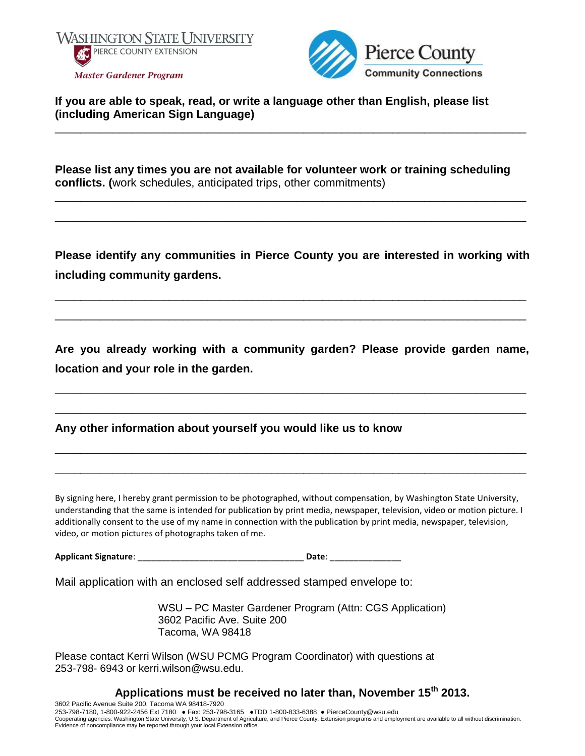WASHINGTON STATE UNIVERSITY
PIERCE COUNTY EXTENSION
*Master Gardener Program*

Pierce County
Community Connections

**If you are able to speak, read, or write a language other than English, please list (including American Sign Language)**

\_\_\_\_\_\_\_\_\_\_\_\_\_\_\_\_\_\_\_\_\_\_\_\_\_\_\_\_\_\_\_\_\_\_\_\_\_\_\_\_\_\_\_\_\_\_\_\_\_\_\_\_\_\_\_\_\_\_\_\_\_\_\_\_\_\_\_\_\_\_\_\_

**Please list any times you are not available for volunteer work or training scheduling conflicts. (**work schedules, anticipated trips, other commitments)

\_\_\_\_\_\_\_\_\_\_\_\_\_\_\_\_\_\_\_\_\_\_\_\_\_\_\_\_\_\_\_\_\_\_\_\_\_\_\_\_\_\_\_\_\_\_\_\_\_\_\_\_\_\_\_\_\_\_\_\_\_\_\_\_\_\_\_\_\_\_\_\_

\_\_\_\_\_\_\_\_\_\_\_\_\_\_\_\_\_\_\_\_\_\_\_\_\_\_\_\_\_\_\_\_\_\_\_\_\_\_\_\_\_\_\_\_\_\_\_\_\_\_\_\_\_\_\_\_\_\_\_\_\_\_\_\_\_\_\_\_\_\_\_\_

**Please identify any communities in Pierce County you are interested in working with including community gardens.**

\_\_\_\_\_\_\_\_\_\_\_\_\_\_\_\_\_\_\_\_\_\_\_\_\_\_\_\_\_\_\_\_\_\_\_\_\_\_\_\_\_\_\_\_\_\_\_\_\_\_\_\_\_\_\_\_\_\_\_\_\_\_\_\_\_\_\_\_\_\_\_\_

\_\_\_\_\_\_\_\_\_\_\_\_\_\_\_\_\_\_\_\_\_\_\_\_\_\_\_\_\_\_\_\_\_\_\_\_\_\_\_\_\_\_\_\_\_\_\_\_\_\_\_\_\_\_\_\_\_\_\_\_\_\_\_\_\_\_\_\_\_\_\_\_

**Are you already working with a community garden? Please provide garden name, location and your role in the garden.**

\_\_\_\_\_\_\_\_\_\_\_\_\_\_\_\_\_\_\_\_\_\_\_\_\_\_\_\_\_\_\_\_\_\_\_\_\_\_\_\_\_\_\_\_\_\_\_\_\_\_\_\_\_\_\_\_\_\_\_\_\_\_\_\_\_\_\_\_\_\_\_\_

\_\_\_\_\_\_\_\_\_\_\_\_\_\_\_\_\_\_\_\_\_\_\_\_\_\_\_\_\_\_\_\_\_\_\_\_\_\_\_\_\_\_\_\_\_\_\_\_\_\_\_\_\_\_\_\_\_\_\_\_\_\_\_\_\_\_\_\_\_\_\_\_

**Any other information about yourself you would like us to know**

\_\_\_\_\_\_\_\_\_\_\_\_\_\_\_\_\_\_\_\_\_\_\_\_\_\_\_\_\_\_\_\_\_\_\_\_\_\_\_\_\_\_\_\_\_\_\_\_\_\_\_\_\_\_\_\_\_\_\_\_\_\_\_\_\_\_\_\_\_\_\_\_

\_\_\_\_\_\_\_\_\_\_\_\_\_\_\_\_\_\_\_\_\_\_\_\_\_\_\_\_\_\_\_\_\_\_\_\_\_\_\_\_\_\_\_\_\_\_\_\_\_\_\_\_\_\_\_\_\_\_\_\_\_\_\_\_\_\_\_\_\_\_\_\_

By signing here, I hereby grant permission to be photographed, without compensation, by Washington State University, understanding that the same is intended for publication by print media, newspaper, television, video or motion picture. I additionally consent to the use of my name in connection with the publication by print media, newspaper, television, video, or motion pictures of photographs taken of me.

**Applicant Signature**: \_\_\_\_\_\_\_\_\_\_\_\_\_\_\_\_\_\_\_\_\_\_\_\_\_\_\_\_\_\_\_\_\_\_\_ **Date**: \_\_\_\_\_\_\_\_\_\_\_\_\_\_\_

Mail application with an enclosed self addressed stamped envelope to:

WSU – PC Master Gardener Program (Attn: CGS Application)
3602 Pacific Ave. Suite 200
Tacoma, WA 98418

Please contact Kerri Wilson (WSU PCMG Program Coordinator) with questions at 253-798- 6943 or kerri.wilson@wsu.edu.

**Applications must be received no later than, November 15th 2013.**

3602 Pacific Avenue Suite 200, Tacoma WA 98418-7920
253-798-7180, 1-800-922-2456 Ext 7180 ● Fax: 253-798-3165 ●TDD 1-800-833-6388 ● PierceCounty@wsu.edu
Cooperating agencies: Washington State University, U.S. Department of Agriculture, and Pierce County. Extension programs and employment are available to all without discrimination. Evidence of noncompliance may be reported through your local Extension office.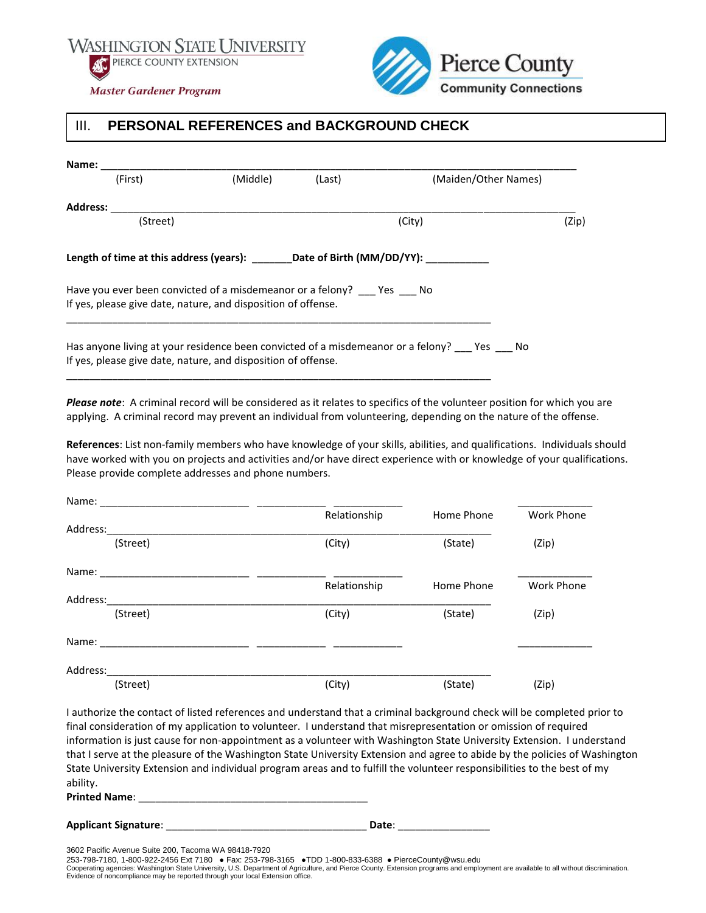WASHINGTON STATE UNIVERSITY
PIERCE COUNTY EXTENSION

*Master Gardener Program*

Pierce County
Community Connections

## III. PERSONAL REFERENCES and BACKGROUND CHECK

**Name:** ____________________________________________________________________________________
(First) (Middle) (Last) (Maiden/Other Names)

**Address:** __________________________________________________________________________________
(Street) (City) (Zip)

**Length of time at this address (years):** _______ **Date of Birth (MM/DD/YY):** ___________

Have you ever been convicted of a misdemeanor or a felony? ___ Yes ___ No
If yes, please give date, nature, and disposition of offense.

_____________________________________________________________________________

Has anyone living at your residence been convicted of a misdemeanor or a felony? ___ Yes ___ No
If yes, please give date, nature, and disposition of offense.

_____________________________________________________________________________

***Please note***: A criminal record will be considered as it relates to specifics of the volunteer position for which you are applying. A criminal record may prevent an individual from volunteering, depending on the nature of the offense.

**References**: List non-family members who have knowledge of your skills, abilities, and qualifications. Individuals should have worked with you on projects and activities and/or have direct experience with or knowledge of your qualifications. Please provide complete addresses and phone numbers.

Name: __________________________ ____________ ____________ _____________
Relationship Home Phone Work Phone

Address:_____________________________________________________________________
(Street) (City) (State) (Zip)

Name: __________________________ ____________ ____________ _____________
Relationship Home Phone Work Phone

Address:_____________________________________________________________________
(Street) (City) (State) (Zip)

Name: __________________________ ____________ ____________ _____________

Address:_____________________________________________________________________
(Street) (City) (State) (Zip)

I authorize the contact of listed references and understand that a criminal background check will be completed prior to final consideration of my application to volunteer. I understand that misrepresentation or omission of required information is just cause for non-appointment as a volunteer with Washington State University Extension. I understand that I serve at the pleasure of the Washington State University Extension and agree to abide by the policies of Washington State University Extension and individual program areas and to fulfill the volunteer responsibilities to the best of my ability.

**Printed Name**: __________________________________________

**Applicant Signature**: ___________________________________ **Date**: ________________

3602 Pacific Avenue Suite 200, Tacoma WA 98418-7920
253-798-7180, 1-800-922-2456 Ext 7180 ● Fax: 253-798-3165 ●TDD 1-800-833-6388 ● PierceCounty@wsu.edu
Cooperating agencies: Washington State University, U.S. Department of Agriculture, and Pierce County. Extension programs and employment are available to all without discrimination.
Evidence of noncompliance may be reported through your local Extension office.